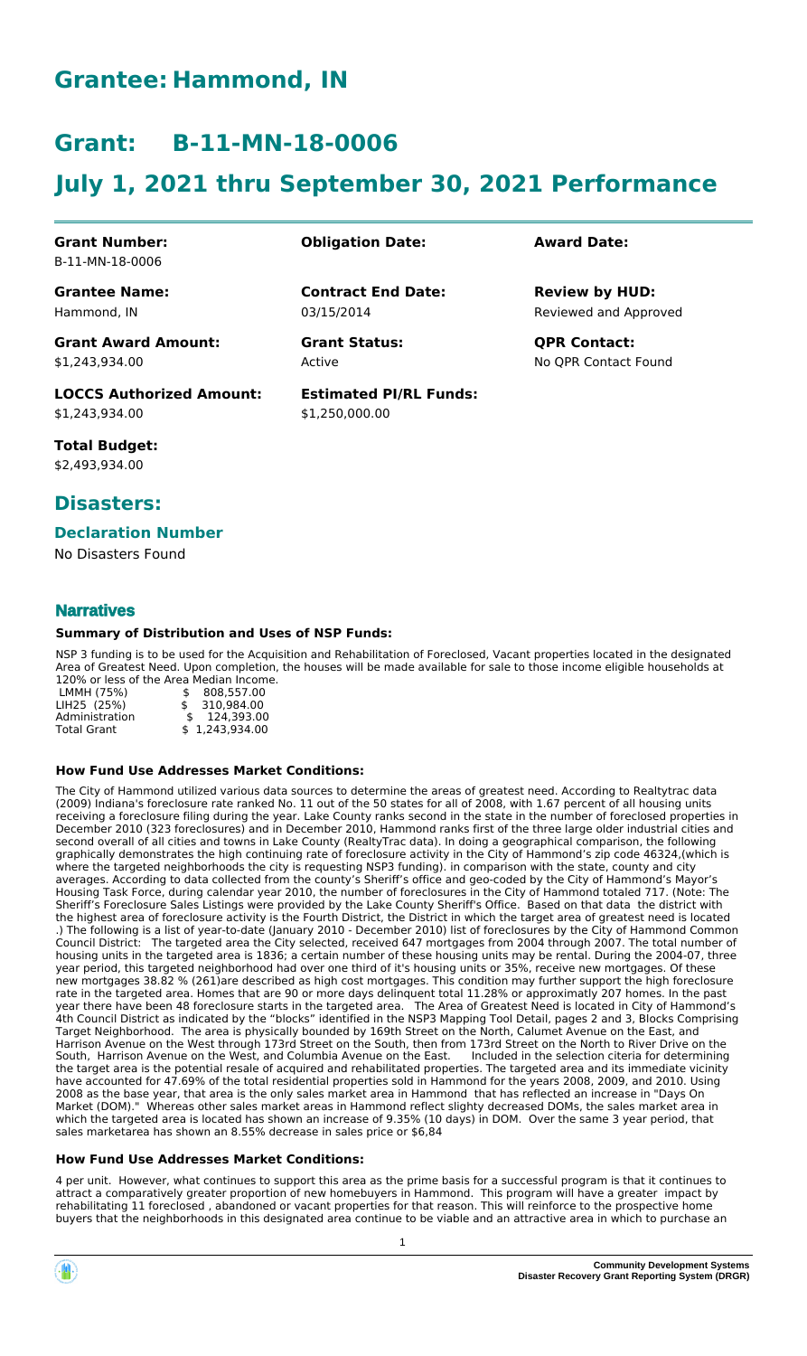# Grantee: Hammond, IN

# Grant: B-11-MN-18-0006

# July 1, 2021 thru September 30, 2021 Performance

| **Grant Number:** | **Obligation Date:** | **Award Date:** |
|---|---|---|
| B-11-MN-18-0006 | | |
| **Grantee Name:** | **Contract End Date:** | **Review by HUD:** |
| Hammond, IN | 03/15/2014 | Reviewed and Approved |
| **Grant Award Amount:** | **Grant Status:** | **QPR Contact:** |
| $1,243,934.00 | Active | No QPR Contact Found |
| **LOCCS Authorized Amount:** | **Estimated PI/RL Funds:** | |
| $1,243,934.00 | $1,250,000.00 | |

**Total Budget:**
$2,493,934.00

## Disasters:

### Declaration Number

No Disasters Found

## Narratives

### Summary of Distribution and Uses of NSP Funds:

NSP 3 funding is to be used for the Acquisition and Rehabilitation of Foreclosed, Vacant properties located in the designated Area of Greatest Need. Upon completion, the houses will be made available for sale to those income eligible households at 120% or less of the Area Median Income.

| | |
|---|---|
| LMMH (75%) | $ 808,557.00 |
| LIH25 (25%) | $ 310,984.00 |
| Administration | $ 124,393.00 |
| Total Grant | $ 1,243,934.00 |

### How Fund Use Addresses Market Conditions:

The City of Hammond utilized various data sources to determine the areas of greatest need. According to Realtytrac data (2009) Indiana's foreclosure rate ranked No. 11 out of the 50 states for all of 2008, with 1.67 percent of all housing units receiving a foreclosure filing during the year. Lake County ranks second in the state in the number of foreclosed properties in December 2010 (323 foreclosures) and in December 2010, Hammond ranks first of the three large older industrial cities and second overall of all cities and towns in Lake County (RealtyTrac data). In doing a geographical comparison, the following graphically demonstrates the high continuing rate of foreclosure activity in the City of Hammond's zip code 46324,(which is where the targeted neighborhoods the city is requesting NSP3 funding). in comparison with the state, county and city averages. According to data collected from the county's Sheriff's office and geo-coded by the City of Hammond's Mayor's Housing Task Force, during calendar year 2010, the number of foreclosures in the City of Hammond totaled 717. (Note: The Sheriff's Foreclosure Sales Listings were provided by the Lake County Sheriff's Office. Based on that data the district with the highest area of foreclosure activity is the Fourth District, the District in which the target area of greatest need is located .) The following is a list of year-to-date (January 2010 - December 2010) list of foreclosures by the City of Hammond Common Council District: The targeted area the City selected, received 647 mortgages from 2004 through 2007. The total number of housing units in the targeted area is 1836; a certain number of these housing units may be rental. During the 2004-07, three year period, this targeted neighborhood had over one third of it's housing units or 35%, receive new mortgages. Of these new mortgages 38.82 % (261)are described as high cost mortgages. This condition may further support the high foreclosure rate in the targeted area. Homes that are 90 or more days delinquent total 11.28% or approximatly 207 homes. In the past year there have been 48 foreclosure starts in the targeted area. The Area of Greatest Need is located in City of Hammond's 4th Council District as indicated by the "blocks" identified in the NSP3 Mapping Tool Detail, pages 2 and 3, Blocks Comprising Target Neighborhood. The area is physically bounded by 169th Street on the North, Calumet Avenue on the East, and Harrison Avenue on the West through 173rd Street on the South, then from 173rd Street on the North to River Drive on the South, Harrison Avenue on the West, and Columbia Avenue on the East. Included in the selection criteria for determining the target area is the potential resale of acquired and rehabilitated properties. The targeted area and its immediate vicinity have accounted for 47.69% of the total residential properties sold in Hammond for the years 2008, 2009, and 2010. Using 2008 as the base year, that area is the only sales market area in Hammond that has reflected an increase in "Days On Market (DOM)." Whereas other sales market areas in Hammond reflect slighty decreased DOMs, the sales market area in which the targeted area is located has shown an increase of 9.35% (10 days) in DOM. Over the same 3 year period, that sales marketarea has shown an 8.55% decrease in sales price or $6,84

### How Fund Use Addresses Market Conditions:

4 per unit. However, what continues to support this area as the prime basis for a successful program is that it continues to attract a comparatively greater proportion of new homebuyers in Hammond. This program will have a greater impact by rehabilitating 11 foreclosed , abandoned or vacant properties for that reason. This will reinforce to the prospective home buyers that the neighborhoods in this designated area continue to be viable and an attractive area in which to purchase an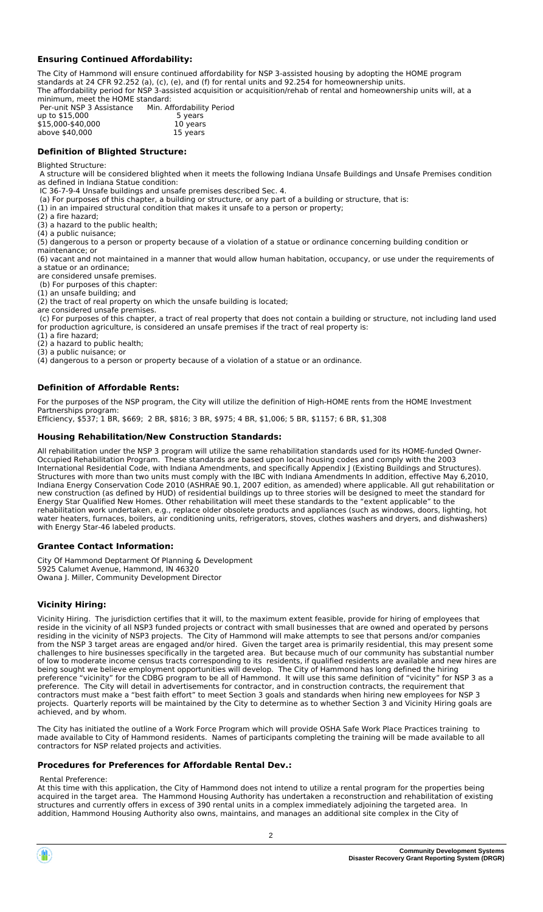### Ensuring Continued Affordability:

The City of Hammond will ensure continued affordability for NSP 3-assisted housing by adopting the HOME program standards at 24 CFR 92.252 (a), (c), (e), and (f) for rental units and 92.254 for homeownership units.
The affordability period for NSP 3-assisted acquisition or acquisition/rehab of rental and homeownership units will, at a minimum, meet the HOME standard:

| Per-unit NSP 3 Assistance | Min. Affordability Period |
|---|---|
| up to $15,000 | 5 years |
| $15,000-$40,000 | 10 years |
| above $40,000 | 15 years |

### Definition of Blighted Structure:

Blighted Structure:
A structure will be considered blighted when it meets the following Indiana Unsafe Buildings and Unsafe Premises condition as defined in Indiana Statue condition:
IC 36-7-9-4 Unsafe buildings and unsafe premises described Sec. 4.
(a) For purposes of this chapter, a building or structure, or any part of a building or structure, that is:
(1) in an impaired structural condition that makes it unsafe to a person or property;
(2) a fire hazard;
(3) a hazard to the public health;
(4) a public nuisance;
(5) dangerous to a person or property because of a violation of a statue or ordinance concerning building condition or maintenance; or
(6) vacant and not maintained in a manner that would allow human habitation, occupancy, or use under the requirements of a statue or an ordinance;
are considered unsafe premises.
(b) For purposes of this chapter:
(1) an unsafe building; and
(2) the tract of real property on which the unsafe building is located;
are considered unsafe premises.
(c) For purposes of this chapter, a tract of real property that does not contain a building or structure, not including land used for production agriculture, is considered an unsafe premises if the tract of real property is:
(1) a fire hazard;
(2) a hazard to public health;
(3) a public nuisance; or
(4) dangerous to a person or property because of a violation of a statue or an ordinance.

### Definition of Affordable Rents:

For the purposes of the NSP program, the City will utilize the definition of High-HOME rents from the HOME Investment Partnerships program:
Efficiency, $537; 1 BR, $669; 2 BR, $816; 3 BR, $975; 4 BR, $1,006; 5 BR, $1157; 6 BR, $1,308

### Housing Rehabilitation/New Construction Standards:

All rehabilitation under the NSP 3 program will utilize the same rehabilitation standards used for its HOME-funded Owner-Occupied Rehabilitation Program. These standards are based upon local housing codes and comply with the 2003 International Residential Code, with Indiana Amendments, and specifically Appendix J (Existing Buildings and Structures). Structures with more than two units must comply with the IBC with Indiana Amendments In addition, effective May 6,2010, Indiana Energy Conservation Code 2010 (ASHRAE 90.1, 2007 edition, as amended) where applicable. All gut rehabilitation or new construction (as defined by HUD) of residential buildings up to three stories will be designed to meet the standard for Energy Star Qualified New Homes. Other rehabilitation will meet these standards to the "extent applicable" to the rehabilitation work undertaken, e.g., replace older obsolete products and appliances (such as windows, doors, lighting, hot water heaters, furnaces, boilers, air conditioning units, refrigerators, stoves, clothes washers and dryers, and dishwashers) with Energy Star-46 labeled products.

### Grantee Contact Information:

City Of Hammond Deptarment Of Planning & Development
5925 Calumet Avenue, Hammond, IN 46320
Owana J. Miller, Community Development Director

### Vicinity Hiring:

Vicinity Hiring. The jurisdiction certifies that it will, to the maximum extent feasible, provide for hiring of employees that reside in the vicinity of all NSP3 funded projects or contract with small businesses that are owned and operated by persons residing in the vicinity of NSP3 projects. The City of Hammond will make attempts to see that persons and/or companies from the NSP 3 target areas are engaged and/or hired. Given the target area is primarily residential, this may present some challenges to hire businesses specifically in the targeted area. But because much of our community has substantial number of low to moderate income census tracts corresponding to its residents, if qualified residents are available and new hires are being sought we believe employment opportunities will develop. The City of Hammond has long defined the hiring preference "vicinity" for the CDBG program to be all of Hammond. It will use this same definition of "vicinity" for NSP 3 as a preference. The City will detail in advertisements for contractor, and in construction contracts, the requirement that contractors must make a "best faith effort" to meet Section 3 goals and standards when hiring new employees for NSP 3 projects. Quarterly reports will be maintained by the City to determine as to whether Section 3 and Vicinity Hiring goals are achieved, and by whom.

The City has initiated the outline of a Work Force Program which will provide OSHA Safe Work Place Practices training to made available to City of Hammond residents. Names of participants completing the training will be made available to all contractors for NSP related projects and activities.

### Procedures for Preferences for Affordable Rental Dev.:

Rental Preference:
At this time with this application, the City of Hammond does not intend to utilize a rental program for the properties being acquired in the target area. The Hammond Housing Authority has undertaken a reconstruction and rehabilitation of existing structures and currently offers in excess of 390 rental units in a complex immediately adjoining the targeted area. In addition, Hammond Housing Authority also owns, maintains, and manages an additional site complex in the City of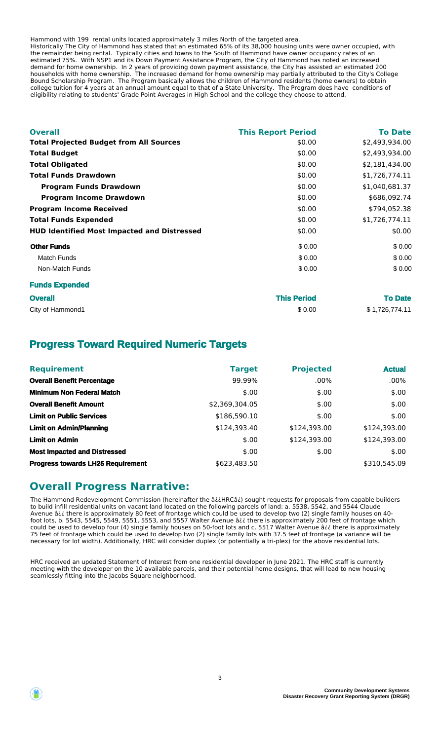Hammond with 199 rental units located approximately 3 miles North of the targeted area.
Historically The City of Hammond has stated that an estimated 65% of its 38,000 housing units were owner occupied, with the remainder being rental. Typically cities and towns to the South of Hammond have owner occupancy rates of an estimated 75%. With NSP1 and its Down Payment Assistance Program, the City of Hammond has noted an increased demand for home ownership. In 2 years of providing down payment assistance, the City has assisted an estimated 200 households with home ownership. The increased demand for home ownership may partially attributed to the City's College Bound Scholarship Program. The Program basically allows the children of Hammond residents (home owners) to obtain college tuition for 4 years at an annual amount equal to that of a State University. The Program does have conditions of eligibility relating to students' Grade Point Averages in High School and the college they choose to attend.

| Overall | This Report Period | To Date |
|---|---|---|
| **Total Projected Budget from All Sources** | \$0.00 | \$2,493,934.00 |
| **Total Budget** | \$0.00 | \$2,493,934.00 |
| **Total Obligated** | \$0.00 | \$2,181,434.00 |
| **Total Funds Drawdown** | \$0.00 | \$1,726,774.11 |
| **Program Funds Drawdown** | \$0.00 | \$1,040,681.37 |
| **Program Income Drawdown** | \$0.00 | \$686,092.74 |
| **Program Income Received** | \$0.00 | \$794,052.38 |
| **Total Funds Expended** | \$0.00 | \$1,726,774.11 |
| **HUD Identified Most Impacted and Distressed** | \$0.00 | \$0.00 |
| **Other Funds** | \$ 0.00 | \$ 0.00 |
| Match Funds | \$ 0.00 | \$ 0.00 |
| Non-Match Funds | \$ 0.00 | \$ 0.00 |

**Funds Expended**

| Overall | This Period | To Date |
|---|---|---|
| City of Hammond1 | \$ 0.00 | \$ 1,726,774.11 |

## Progress Toward Required Numeric Targets

| Requirement | Target | Projected | Actual |
|---|---|---|---|
| **Overall Benefit Percentage** | 99.99% | .00% | .00% |
| **Minimum Non Federal Match** | \$.00 | \$.00 | \$.00 |
| **Overall Benefit Amount** | \$2,369,304.05 | \$.00 | \$.00 |
| **Limit on Public Services** | \$186,590.10 | \$.00 | \$.00 |
| **Limit on Admin/Planning** | \$124,393.40 | \$124,393.00 | \$124,393.00 |
| **Limit on Admin** | \$.00 | \$124,393.00 | \$124,393.00 |
| **Most Impacted and Distressed** | \$.00 | \$.00 | \$.00 |
| **Progress towards LH25 Requirement** | \$623,483.50 | | \$310,545.09 |

## Overall Progress Narrative:

The Hammond Redevelopment Commission (hereinafter the â¿¿HRCâ¿) sought requests for proposals from capable builders to build infill residential units on vacant land located on the following parcels of land: a. 5538, 5542, and 5544 Claude Avenue â¿¿ there is approximately 80 feet of frontage which could be used to develop two (2) single family houses on 40-foot lots, b. 5543, 5545, 5549, 5551, 5553, and 5557 Walter Avenue â¿¿ there is approximately 200 feet of frontage which could be used to develop four (4) single family houses on 50-foot lots and c. 5517 Walter Avenue â¿¿ there is approximately 75 feet of frontage which could be used to develop two (2) single family lots with 37.5 feet of frontage (a variance will be necessary for lot width). Additionally, HRC will consider duplex (or potentially a tri-plex) for the above residential lots.

HRC received an updated Statement of Interest from one residential developer in June 2021. The HRC staff is currently meeting with the developer on the 10 available parcels, and their potential home designs, that will lead to new housing seamlessly fitting into the Jacobs Square neighborhood.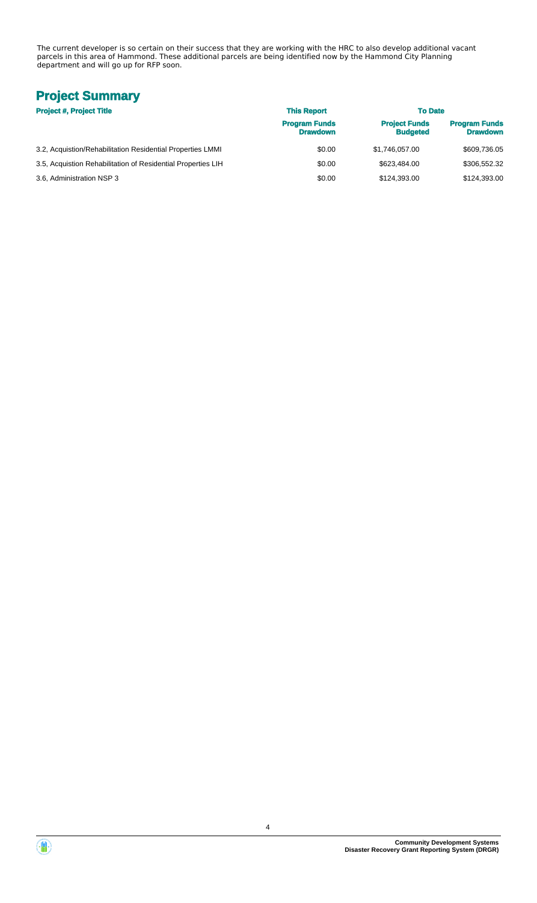The current developer is so certain on their success that they are working with the HRC to also develop additional vacant parcels in this area of Hammond. These additional parcels are being identified now by the Hammond City Planning department and will go up for RFP soon.

## Project Summary

| Project #, Project Title | This Report | To Date | |
|---|---|---|---|
| | Program Funds Drawdown | Project Funds Budgeted | Program Funds Drawdown |
| 3.2, Acquistion/Rehabilitation Residential Properties LMMI | $0.00 | $1,746,057.00 | $609,736.05 |
| 3.5, Acquistion Rehabilitation of Residential Properties LIH | $0.00 | $623,484.00 | $306,552.32 |
| 3.6, Administration NSP 3 | $0.00 | $124,393.00 | $124,393.00 |